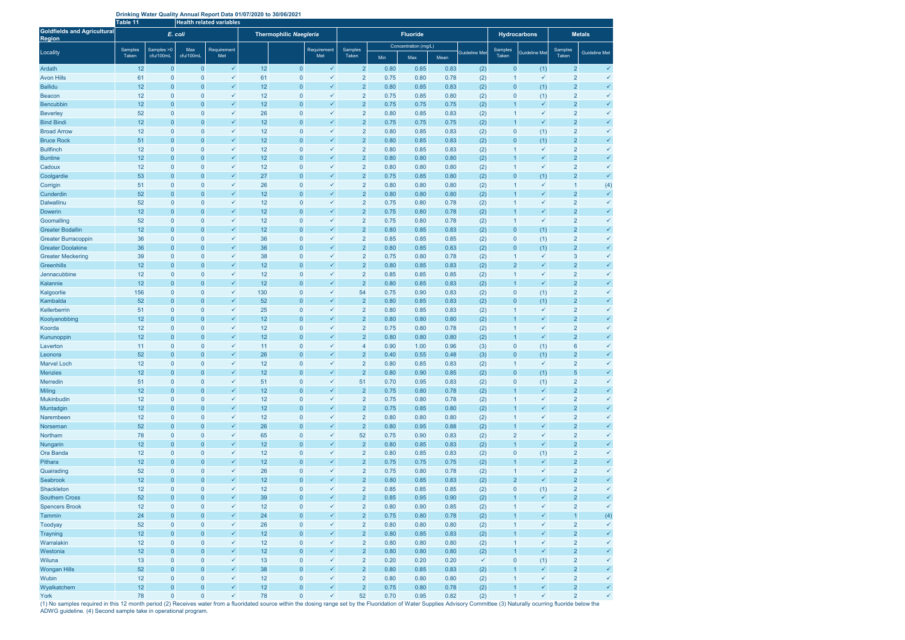**Drinking Water Quality Annual Report Data 01/07/2020 to 30/06/2021**

**Table 11** — **Health related variables**

| Goldfields and Agricultural Region | *E. coli* | | | | Thermophilic *Naegleria* | | | Fluoride | | | | | Hydrocarbons | | Metals | |
|---|---|---|---|---|---|---|---|---|---|---|---|---|---|---|---|---|
| | | | | | | | | | Concentration (mg/L) | | | | | | | |
| Locality | Samples Taken | Samples >0 cfu/100mL | Max cfu/100mL | Requirement Met | | | Requirement Met | Samples Taken | Min | Max | Mean | Guideline Met | Samples Taken | Guideline Met | Samples Taken | Guideline Met |
| Ardath | 12 | 0 | 0 | ✓ | 12 | 0 | ✓ | 2 | 0.80 | 0.85 | 0.83 | (2) | 0 | (1) | 2 | ✓ |
| Avon Hills | 61 | 0 | 0 | ✓ | 61 | 0 | ✓ | 2 | 0.75 | 0.80 | 0.78 | (2) | 1 | ✓ | 2 | ✓ |
| Ballidu | 12 | 0 | 0 | ✓ | 12 | 0 | ✓ | 2 | 0.80 | 0.85 | 0.83 | (2) | 0 | (1) | 2 | ✓ |
| Beacon | 12 | 0 | 0 | ✓ | 12 | 0 | ✓ | 2 | 0.75 | 0.85 | 0.80 | (2) | 0 | (1) | 2 | ✓ |
| Bencubbin | 12 | 0 | 0 | ✓ | 12 | 0 | ✓ | 2 | 0.75 | 0.75 | 0.75 | (2) | 1 | ✓ | 2 | ✓ |
| Beverley | 52 | 0 | 0 | ✓ | 26 | 0 | ✓ | 2 | 0.80 | 0.85 | 0.83 | (2) | 1 | ✓ | 2 | ✓ |
| Bind Bindi | 12 | 0 | 0 | ✓ | 12 | 0 | ✓ | 2 | 0.75 | 0.75 | 0.75 | (2) | 1 | ✓ | 2 | ✓ |
| Broad Arrow | 12 | 0 | 0 | ✓ | 12 | 0 | ✓ | 2 | 0.80 | 0.85 | 0.83 | (2) | 0 | (1) | 2 | ✓ |
| Bruce Rock | 51 | 0 | 0 | ✓ | 12 | 0 | ✓ | 2 | 0.80 | 0.85 | 0.83 | (2) | 0 | (1) | 2 | ✓ |
| Bullfinch | 12 | 0 | 0 | ✓ | 12 | 0 | ✓ | 2 | 0.80 | 0.85 | 0.83 | (2) | 1 | ✓ | 2 | ✓ |
| Buntine | 12 | 0 | 0 | ✓ | 12 | 0 | ✓ | 2 | 0.80 | 0.80 | 0.80 | (2) | 1 | ✓ | 2 | ✓ |
| Cadoux | 12 | 0 | 0 | ✓ | 12 | 0 | ✓ | 2 | 0.80 | 0.80 | 0.80 | (2) | 1 | ✓ | 2 | ✓ |
| Coolgardie | 53 | 0 | 0 | ✓ | 27 | 0 | ✓ | 2 | 0.75 | 0.85 | 0.80 | (2) | 0 | (1) | 2 | ✓ |
| Corrigin | 51 | 0 | 0 | ✓ | 26 | 0 | ✓ | 2 | 0.80 | 0.80 | 0.80 | (2) | 1 | ✓ | 1 | (4) |
| Cunderdin | 52 | 0 | 0 | ✓ | 12 | 0 | ✓ | 2 | 0.80 | 0.80 | 0.80 | (2) | 1 | ✓ | 2 | ✓ |
| Dalwallinu | 52 | 0 | 0 | ✓ | 12 | 0 | ✓ | 2 | 0.75 | 0.80 | 0.78 | (2) | 1 | ✓ | 2 | ✓ |
| Dowerin | 12 | 0 | 0 | ✓ | 12 | 0 | ✓ | 2 | 0.75 | 0.80 | 0.78 | (2) | 1 | ✓ | 2 | ✓ |
| Goomalling | 52 | 0 | 0 | ✓ | 12 | 0 | ✓ | 2 | 0.75 | 0.80 | 0.78 | (2) | 1 | ✓ | 2 | ✓ |
| Greater Bodallin | 12 | 0 | 0 | ✓ | 12 | 0 | ✓ | 2 | 0.80 | 0.85 | 0.83 | (2) | 0 | (1) | 2 | ✓ |
| Greater Burracoppin | 36 | 0 | 0 | ✓ | 36 | 0 | ✓ | 2 | 0.85 | 0.85 | 0.85 | (2) | 0 | (1) | 2 | ✓ |
| Greater Doolakine | 36 | 0 | 0 | ✓ | 36 | 0 | ✓ | 2 | 0.80 | 0.85 | 0.83 | (2) | 0 | (1) | 2 | ✓ |
| Greater Meckering | 39 | 0 | 0 | ✓ | 38 | 0 | ✓ | 2 | 0.75 | 0.80 | 0.78 | (2) | 1 | ✓ | 3 | ✓ |
| Greenhills | 12 | 0 | 0 | ✓ | 12 | 0 | ✓ | 2 | 0.80 | 0.85 | 0.83 | (2) | 2 | ✓ | 2 | ✓ |
| Jennacubbine | 12 | 0 | 0 | ✓ | 12 | 0 | ✓ | 2 | 0.85 | 0.85 | 0.85 | (2) | 1 | ✓ | 2 | ✓ |
| Kalannie | 12 | 0 | 0 | ✓ | 12 | 0 | ✓ | 2 | 0.80 | 0.85 | 0.83 | (2) | 1 | ✓ | 2 | ✓ |
| Kalgoorlie | 156 | 0 | 0 | ✓ | 130 | 0 | ✓ | 54 | 0.75 | 0.90 | 0.83 | (2) | 0 | (1) | 2 | ✓ |
| Kambalda | 52 | 0 | 0 | ✓ | 52 | 0 | ✓ | 2 | 0.80 | 0.85 | 0.83 | (2) | 0 | (1) | 2 | ✓ |
| Kellerberrin | 51 | 0 | 0 | ✓ | 25 | 0 | ✓ | 2 | 0.80 | 0.85 | 0.83 | (2) | 1 | ✓ | 2 | ✓ |
| Koolyanobbing | 12 | 0 | 0 | ✓ | 12 | 0 | ✓ | 2 | 0.80 | 0.80 | 0.80 | (2) | 1 | ✓ | 2 | ✓ |
| Koorda | 12 | 0 | 0 | ✓ | 12 | 0 | ✓ | 2 | 0.75 | 0.80 | 0.78 | (2) | 1 | ✓ | 2 | ✓ |
| Kununoppin | 12 | 0 | 0 | ✓ | 12 | 0 | ✓ | 2 | 0.80 | 0.80 | 0.80 | (2) | 1 | ✓ | 2 | ✓ |
| Laverton | 11 | 0 | 0 | ✓ | 11 | 0 | ✓ | 4 | 0.90 | 1.00 | 0.96 | (3) | 0 | (1) | 6 | ✓ |
| Leonora | 52 | 0 | 0 | ✓ | 26 | 0 | ✓ | 2 | 0.40 | 0.55 | 0.48 | (3) | 0 | (1) | 2 | ✓ |
| Marvel Loch | 12 | 0 | 0 | ✓ | 12 | 0 | ✓ | 2 | 0.80 | 0.85 | 0.83 | (2) | 1 | ✓ | 2 | ✓ |
| Menzies | 12 | 0 | 0 | ✓ | 12 | 0 | ✓ | 2 | 0.80 | 0.90 | 0.85 | (2) | 0 | (1) | 5 | ✓ |
| Merredin | 51 | 0 | 0 | ✓ | 51 | 0 | ✓ | 51 | 0.70 | 0.95 | 0.83 | (2) | 0 | (1) | 2 | ✓ |
| Miling | 12 | 0 | 0 | ✓ | 12 | 0 | ✓ | 2 | 0.75 | 0.80 | 0.78 | (2) | 1 | ✓ | 2 | ✓ |
| Mukinbudin | 12 | 0 | 0 | ✓ | 12 | 0 | ✓ | 2 | 0.75 | 0.80 | 0.78 | (2) | 1 | ✓ | 2 | ✓ |
| Muntadgin | 12 | 0 | 0 | ✓ | 12 | 0 | ✓ | 2 | 0.75 | 0.85 | 0.80 | (2) | 1 | ✓ | 2 | ✓ |
| Narembeen | 12 | 0 | 0 | ✓ | 12 | 0 | ✓ | 2 | 0.80 | 0.80 | 0.80 | (2) | 1 | ✓ | 2 | ✓ |
| Norseman | 52 | 0 | 0 | ✓ | 26 | 0 | ✓ | 2 | 0.80 | 0.95 | 0.88 | (2) | 1 | ✓ | 2 | ✓ |
| Northam | 78 | 0 | 0 | ✓ | 65 | 0 | ✓ | 52 | 0.75 | 0.90 | 0.83 | (2) | 2 | ✓ | 2 | ✓ |
| Nungarin | 12 | 0 | 0 | ✓ | 12 | 0 | ✓ | 2 | 0.80 | 0.85 | 0.83 | (2) | 1 | ✓ | 2 | ✓ |
| Ora Banda | 12 | 0 | 0 | ✓ | 12 | 0 | ✓ | 2 | 0.80 | 0.85 | 0.83 | (2) | 0 | (1) | 2 | ✓ |
| Pithara | 12 | 0 | 0 | ✓ | 12 | 0 | ✓ | 2 | 0.75 | 0.75 | 0.75 | (2) | 1 | ✓ | 2 | ✓ |
| Quairading | 52 | 0 | 0 | ✓ | 26 | 0 | ✓ | 2 | 0.75 | 0.80 | 0.78 | (2) | 1 | ✓ | 2 | ✓ |
| Seabrook | 12 | 0 | 0 | ✓ | 12 | 0 | ✓ | 2 | 0.80 | 0.85 | 0.83 | (2) | 2 | ✓ | 2 | ✓ |
| Shackleton | 12 | 0 | 0 | ✓ | 12 | 0 | ✓ | 2 | 0.85 | 0.85 | 0.85 | (2) | 0 | (1) | 2 | ✓ |
| Southern Cross | 52 | 0 | 0 | ✓ | 39 | 0 | ✓ | 2 | 0.85 | 0.95 | 0.90 | (2) | 1 | ✓ | 2 | ✓ |
| Spencers Brook | 12 | 0 | 0 | ✓ | 12 | 0 | ✓ | 2 | 0.80 | 0.90 | 0.85 | (2) | 1 | ✓ | 2 | ✓ |
| Tammin | 24 | 0 | 0 | ✓ | 24 | 0 | ✓ | 2 | 0.75 | 0.80 | 0.78 | (2) | 1 | ✓ | 1 | (4) |
| Toodyay | 52 | 0 | 0 | ✓ | 26 | 0 | ✓ | 2 | 0.80 | 0.80 | 0.80 | (2) | 1 | ✓ | 2 | ✓ |
| Trayning | 12 | 0 | 0 | ✓ | 12 | 0 | ✓ | 2 | 0.80 | 0.85 | 0.83 | (2) | 1 | ✓ | 2 | ✓ |
| Warralakin | 12 | 0 | 0 | ✓ | 12 | 0 | ✓ | 2 | 0.80 | 0.80 | 0.80 | (2) | 1 | ✓ | 2 | ✓ |
| Westonia | 12 | 0 | 0 | ✓ | 12 | 0 | ✓ | 2 | 0.80 | 0.80 | 0.80 | (2) | 1 | ✓ | 2 | ✓ |
| Wiluna | 13 | 0 | 0 | ✓ | 13 | 0 | ✓ | 2 | 0.20 | 0.20 | 0.20 | ✓ | 0 | (1) | 2 | ✓ |
| Wongan Hills | 52 | 0 | 0 | ✓ | 38 | 0 | ✓ | 2 | 0.80 | 0.85 | 0.83 | (2) | 1 | ✓ | 2 | ✓ |
| Wubin | 12 | 0 | 0 | ✓ | 12 | 0 | ✓ | 2 | 0.80 | 0.80 | 0.80 | (2) | 1 | ✓ | 2 | ✓ |
| Wyalkatchem | 12 | 0 | 0 | ✓ | 12 | 0 | ✓ | 2 | 0.75 | 0.80 | 0.78 | (2) | 1 | ✓ | 2 | ✓ |
| York | 78 | 0 | 0 | ✓ | 78 | 0 | ✓ | 52 | 0.70 | 0.95 | 0.82 | (2) | 1 | ✓ | 2 | ✓ |

(1) No samples required in this 12 month period (2) Receives water from a fluoridated source within the dosing range set by the Fluoridation of Water Supplies Advisory Committee (3) Naturally ocurring fluoride below the ADWG guideline. (4) Second sample take in operational program.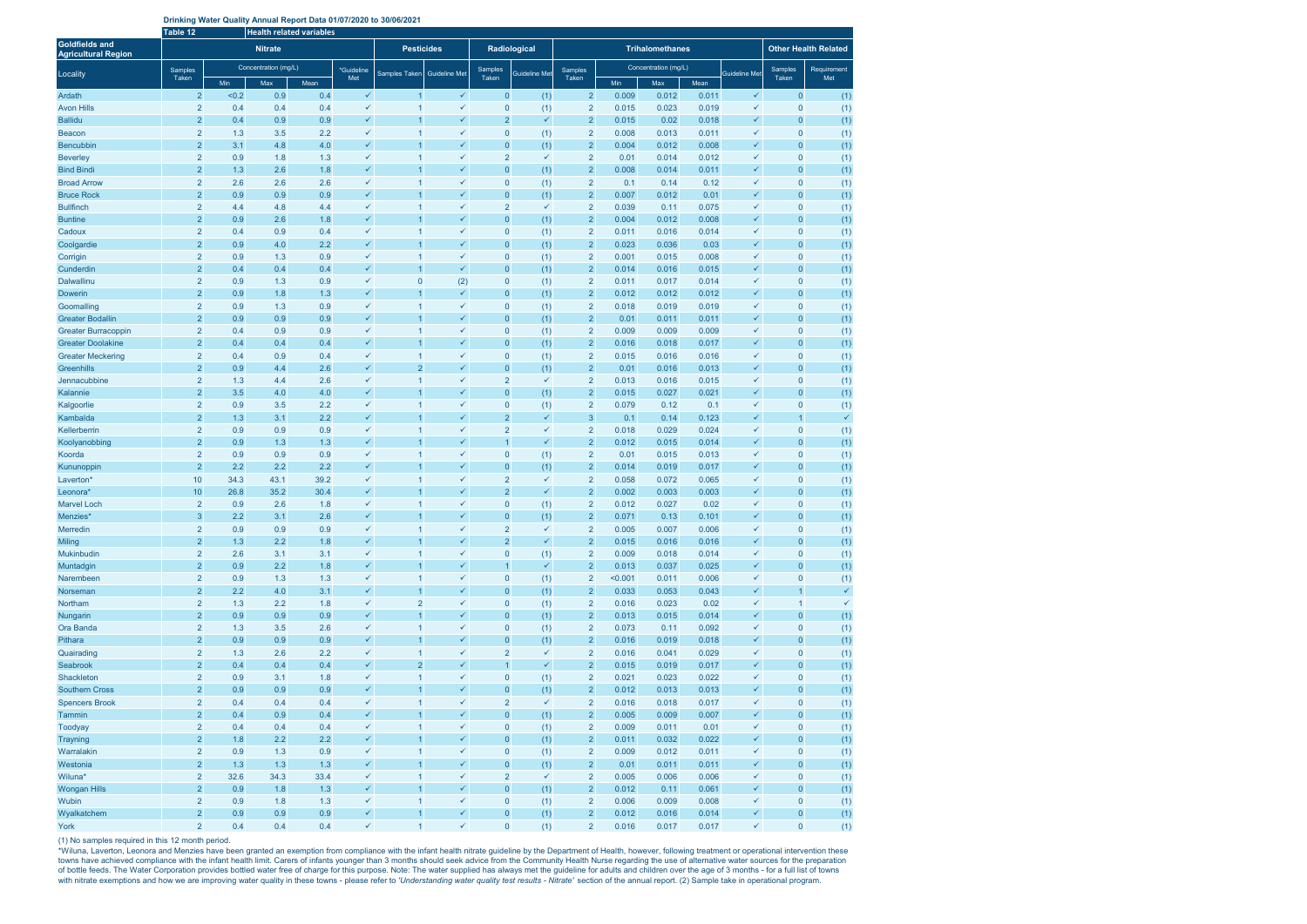**Drinking Water Quality Annual Report Data 01/07/2020 to 30/06/2021**

**Table 12** **Health related variables**

| Goldfields and Agricultural Region | Nitrate | | | | | Pesticides | | Radiological | | Trihalomethanes | | | | | Other Health Related | |
|---|---|---|---|---|---|---|---|---|---|---|---|---|---|---|---|---|
| Locality | Samples Taken | Concentration (mg/L) | | | *Guideline Met | Samples Taken | Guideline Met | Samples Taken | Guideline Met | Samples Taken | Concentration (mg/L) | | | Guideline Met | Samples Taken | Requirement Met |
| | | Min | Max | Mean | | | | | | | Min | Max | Mean | | | |
| Ardath | 2 | <0.2 | 0.9 | 0.4 | ✓ | 1 | ✓ | 0 | (1) | 2 | 0.009 | 0.012 | 0.011 | ✓ | 0 | (1) |
| Avon Hills | 2 | 0.4 | 0.4 | 0.4 | ✓ | 1 | ✓ | 0 | (1) | 2 | 0.015 | 0.023 | 0.019 | ✓ | 0 | (1) |
| Ballidu | 2 | 0.4 | 0.9 | 0.9 | ✓ | 1 | ✓ | 2 | ✓ | 2 | 0.015 | 0.02 | 0.018 | ✓ | 0 | (1) |
| Beacon | 2 | 1.3 | 3.5 | 2.2 | ✓ | 1 | ✓ | 0 | (1) | 2 | 0.008 | 0.013 | 0.011 | ✓ | 0 | (1) |
| Bencubbin | 2 | 3.1 | 4.8 | 4.0 | ✓ | 1 | ✓ | 0 | (1) | 2 | 0.004 | 0.012 | 0.008 | ✓ | 0 | (1) |
| Beverley | 2 | 0.9 | 1.8 | 1.3 | ✓ | 1 | ✓ | 2 | ✓ | 2 | 0.01 | 0.014 | 0.012 | ✓ | 0 | (1) |
| Bind Bindi | 2 | 1.3 | 2.6 | 1.8 | ✓ | 1 | ✓ | 0 | (1) | 2 | 0.008 | 0.014 | 0.011 | ✓ | 0 | (1) |
| Broad Arrow | 2 | 2.6 | 2.6 | 2.6 | ✓ | 1 | ✓ | 0 | (1) | 2 | 0.1 | 0.14 | 0.12 | ✓ | 0 | (1) |
| Bruce Rock | 2 | 0.9 | 0.9 | 0.9 | ✓ | 1 | ✓ | 0 | (1) | 2 | 0.007 | 0.012 | 0.01 | ✓ | 0 | (1) |
| Bullfinch | 2 | 4.4 | 4.8 | 4.4 | ✓ | 1 | ✓ | 2 | ✓ | 2 | 0.039 | 0.11 | 0.075 | ✓ | 0 | (1) |
| Buntine | 2 | 0.9 | 2.6 | 1.8 | ✓ | 1 | ✓ | 0 | (1) | 2 | 0.004 | 0.012 | 0.008 | ✓ | 0 | (1) |
| Cadoux | 2 | 0.4 | 0.9 | 0.4 | ✓ | 1 | ✓ | 0 | (1) | 2 | 0.011 | 0.016 | 0.014 | ✓ | 0 | (1) |
| Coolgardie | 2 | 0.9 | 4.0 | 2.2 | ✓ | 1 | ✓ | 0 | (1) | 2 | 0.023 | 0.036 | 0.03 | ✓ | 0 | (1) |
| Corrigin | 2 | 0.9 | 1.3 | 0.9 | ✓ | 1 | ✓ | 0 | (1) | 2 | 0.001 | 0.015 | 0.008 | ✓ | 0 | (1) |
| Cunderdin | 2 | 0.4 | 0.4 | 0.4 | ✓ | 1 | ✓ | 0 | (1) | 2 | 0.014 | 0.016 | 0.015 | ✓ | 0 | (1) |
| Dalwallinu | 2 | 0.9 | 1.3 | 0.9 | ✓ | 0 | (2) | 0 | (1) | 2 | 0.011 | 0.017 | 0.014 | ✓ | 0 | (1) |
| Dowerin | 2 | 0.9 | 1.8 | 1.3 | ✓ | 1 | ✓ | 0 | (1) | 2 | 0.012 | 0.012 | 0.012 | ✓ | 0 | (1) |
| Goomalling | 2 | 0.9 | 1.3 | 0.9 | ✓ | 1 | ✓ | 0 | (1) | 2 | 0.018 | 0.019 | 0.019 | ✓ | 0 | (1) |
| Greater Bodallin | 2 | 0.9 | 0.9 | 0.9 | ✓ | 1 | ✓ | 0 | (1) | 2 | 0.01 | 0.011 | 0.011 | ✓ | 0 | (1) |
| Greater Burracoppin | 2 | 0.4 | 0.9 | 0.9 | ✓ | 1 | ✓ | 0 | (1) | 2 | 0.009 | 0.009 | 0.009 | ✓ | 0 | (1) |
| Greater Doolakine | 2 | 0.4 | 0.4 | 0.4 | ✓ | 1 | ✓ | 0 | (1) | 2 | 0.016 | 0.018 | 0.017 | ✓ | 0 | (1) |
| Greater Meckering | 2 | 0.4 | 0.9 | 0.4 | ✓ | 1 | ✓ | 0 | (1) | 2 | 0.015 | 0.016 | 0.016 | ✓ | 0 | (1) |
| Greenhills | 2 | 0.9 | 4.4 | 2.6 | ✓ | 2 | ✓ | 0 | (1) | 2 | 0.01 | 0.016 | 0.013 | ✓ | 0 | (1) |
| Jennacubbine | 2 | 1.3 | 4.4 | 2.6 | ✓ | 1 | ✓ | 2 | ✓ | 2 | 0.013 | 0.016 | 0.015 | ✓ | 0 | (1) |
| Kalannie | 2 | 3.5 | 4.0 | 4.0 | ✓ | 1 | ✓ | 0 | (1) | 2 | 0.015 | 0.027 | 0.021 | ✓ | 0 | (1) |
| Kalgoorlie | 2 | 0.9 | 3.5 | 2.2 | ✓ | 1 | ✓ | 0 | (1) | 2 | 0.079 | 0.12 | 0.1 | ✓ | 0 | (1) |
| Kambalda | 2 | 1.3 | 3.1 | 2.2 | ✓ | 1 | ✓ | 2 | ✓ | 3 | 0.1 | 0.14 | 0.123 | ✓ | 1 | ✓ |
| Kellerberrin | 2 | 0.9 | 0.9 | 0.9 | ✓ | 1 | ✓ | 2 | ✓ | 2 | 0.018 | 0.029 | 0.024 | ✓ | 0 | (1) |
| Koolyanobbing | 2 | 0.9 | 1.3 | 1.3 | ✓ | 1 | ✓ | 1 | ✓ | 2 | 0.012 | 0.015 | 0.014 | ✓ | 0 | (1) |
| Koorda | 2 | 0.9 | 0.9 | 0.9 | ✓ | 1 | ✓ | 0 | (1) | 2 | 0.01 | 0.015 | 0.013 | ✓ | 0 | (1) |
| Kununoppin | 2 | 2.2 | 2.2 | 2.2 | ✓ | 1 | ✓ | 0 | (1) | 2 | 0.014 | 0.019 | 0.017 | ✓ | 0 | (1) |
| Laverton* | 10 | 34.3 | 43.1 | 39.2 | ✓ | 1 | ✓ | 2 | ✓ | 2 | 0.058 | 0.072 | 0.065 | ✓ | 0 | (1) |
| Leonora* | 10 | 26.8 | 35.2 | 30.4 | ✓ | 1 | ✓ | 2 | ✓ | 2 | 0.002 | 0.003 | 0.003 | ✓ | 0 | (1) |
| Marvel Loch | 2 | 0.9 | 2.6 | 1.8 | ✓ | 1 | ✓ | 0 | (1) | 2 | 0.012 | 0.027 | 0.02 | ✓ | 0 | (1) |
| Menzies* | 3 | 2.2 | 3.1 | 2.6 | ✓ | 1 | ✓ | 0 | (1) | 2 | 0.071 | 0.13 | 0.101 | ✓ | 0 | (1) |
| Merredin | 2 | 0.9 | 0.9 | 0.9 | ✓ | 1 | ✓ | 2 | ✓ | 2 | 0.005 | 0.007 | 0.006 | ✓ | 0 | (1) |
| Miling | 2 | 1.3 | 2.2 | 1.8 | ✓ | 1 | ✓ | 2 | ✓ | 2 | 0.015 | 0.016 | 0.016 | ✓ | 0 | (1) |
| Mukinbudin | 2 | 2.6 | 3.1 | 3.1 | ✓ | 1 | ✓ | 0 | (1) | 2 | 0.009 | 0.018 | 0.014 | ✓ | 0 | (1) |
| Muntadgin | 2 | 0.9 | 2.2 | 1.8 | ✓ | 1 | ✓ | 1 | ✓ | 2 | 0.013 | 0.037 | 0.025 | ✓ | 0 | (1) |
| Narembeen | 2 | 0.9 | 1.3 | 1.3 | ✓ | 1 | ✓ | 0 | (1) | 2 | <0.001 | 0.011 | 0.006 | ✓ | 0 | (1) |
| Norseman | 2 | 2.2 | 4.0 | 3.1 | ✓ | 1 | ✓ | 0 | (1) | 2 | 0.033 | 0.053 | 0.043 | ✓ | 1 | ✓ |
| Northam | 2 | 1.3 | 2.2 | 1.8 | ✓ | 2 | ✓ | 0 | (1) | 2 | 0.016 | 0.023 | 0.02 | ✓ | 1 | ✓ |
| Nungarin | 2 | 0.9 | 0.9 | 0.9 | ✓ | 1 | ✓ | 0 | (1) | 2 | 0.013 | 0.015 | 0.014 | ✓ | 0 | (1) |
| Ora Banda | 2 | 1.3 | 3.5 | 2.6 | ✓ | 1 | ✓ | 0 | (1) | 2 | 0.073 | 0.11 | 0.092 | ✓ | 0 | (1) |
| Pithara | 2 | 0.9 | 0.9 | 0.9 | ✓ | 1 | ✓ | 0 | (1) | 2 | 0.016 | 0.019 | 0.018 | ✓ | 0 | (1) |
| Quairading | 2 | 1.3 | 2.6 | 2.2 | ✓ | 1 | ✓ | 2 | ✓ | 2 | 0.016 | 0.041 | 0.029 | ✓ | 0 | (1) |
| Seabrook | 2 | 0.4 | 0.4 | 0.4 | ✓ | 2 | ✓ | 1 | ✓ | 2 | 0.015 | 0.019 | 0.017 | ✓ | 0 | (1) |
| Shackleton | 2 | 0.9 | 3.1 | 1.8 | ✓ | 1 | ✓ | 0 | (1) | 2 | 0.021 | 0.023 | 0.022 | ✓ | 0 | (1) |
| Southern Cross | 2 | 0.9 | 0.9 | 0.9 | ✓ | 1 | ✓ | 0 | (1) | 2 | 0.012 | 0.013 | 0.013 | ✓ | 0 | (1) |
| Spencers Brook | 2 | 0.4 | 0.4 | 0.4 | ✓ | 1 | ✓ | 2 | ✓ | 2 | 0.016 | 0.018 | 0.017 | ✓ | 0 | (1) |
| Tammin | 2 | 0.4 | 0.9 | 0.4 | ✓ | 1 | ✓ | 0 | (1) | 2 | 0.005 | 0.009 | 0.007 | ✓ | 0 | (1) |
| Toodyay | 2 | 0.4 | 0.4 | 0.4 | ✓ | 1 | ✓ | 0 | (1) | 2 | 0.009 | 0.011 | 0.01 | ✓ | 0 | (1) |
| Trayning | 2 | 1.8 | 2.2 | 2.2 | ✓ | 1 | ✓ | 0 | (1) | 2 | 0.011 | 0.032 | 0.022 | ✓ | 0 | (1) |
| Warralakin | 2 | 0.9 | 1.3 | 0.9 | ✓ | 1 | ✓ | 0 | (1) | 2 | 0.009 | 0.012 | 0.011 | ✓ | 0 | (1) |
| Westonia | 2 | 1.3 | 1.3 | 1.3 | ✓ | 1 | ✓ | 0 | (1) | 2 | 0.01 | 0.011 | 0.011 | ✓ | 0 | (1) |
| Wiluna* | 2 | 32.6 | 34.3 | 33.4 | ✓ | 1 | ✓ | 2 | ✓ | 2 | 0.005 | 0.006 | 0.006 | ✓ | 0 | (1) |
| Wongan Hills | 2 | 0.9 | 1.8 | 1.3 | ✓ | 1 | ✓ | 0 | (1) | 2 | 0.012 | 0.11 | 0.061 | ✓ | 0 | (1) |
| Wubin | 2 | 0.9 | 1.8 | 1.3 | ✓ | 1 | ✓ | 0 | (1) | 2 | 0.006 | 0.009 | 0.008 | ✓ | 0 | (1) |
| Wyalkatchem | 2 | 0.9 | 0.9 | 0.9 | ✓ | 1 | ✓ | 0 | (1) | 2 | 0.012 | 0.016 | 0.014 | ✓ | 0 | (1) |
| York | 2 | 0.4 | 0.4 | 0.4 | ✓ | 1 | ✓ | 0 | (1) | 2 | 0.016 | 0.017 | 0.017 | ✓ | 0 | (1) |

(1) No samples required in this 12 month period.

*Wiluna, Laverton, Leonora and Menzies have been granted an exemption from compliance with the infant health nitrate guideline by the Department of Health, however, following treatment or operational intervention these towns have achieved compliance with the infant health limit. Carers of infants younger than 3 months should seek advice from the Community Health Nurse regarding the use of alternative water sources for the preparation of bottle feeds. The Water Corporation provides bottled water free of charge for this purpose. Note: The water supplied has always met the guideline for adults and children over the age of 3 months - for a full list of towns with nitrate exemptions and how we are improving water quality in these towns - please refer to *'Understanding water quality test results - Nitrate'* section of the annual report. (2) Sample take in operational program.